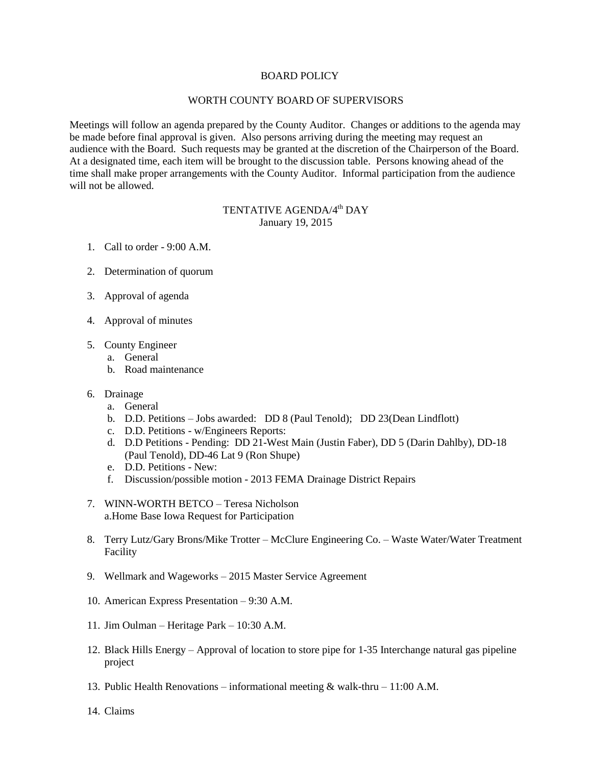# BOARD POLICY

## WORTH COUNTY BOARD OF SUPERVISORS

Meetings will follow an agenda prepared by the County Auditor. Changes or additions to the agenda may be made before final approval is given. Also persons arriving during the meeting may request an audience with the Board. Such requests may be granted at the discretion of the Chairperson of the Board. At a designated time, each item will be brought to the discussion table. Persons knowing ahead of the time shall make proper arrangements with the County Auditor. Informal participation from the audience will not be allowed.

## TENTATIVE AGENDA/4th DAY
January 19, 2015

1. Call to order - 9:00 A.M.

2. Determination of quorum

3. Approval of agenda

4. Approval of minutes

5. County Engineer
   a. General
   b. Road maintenance

6. Drainage
   a. General
   b. D.D. Petitions – Jobs awarded: DD 8 (Paul Tenold); DD 23(Dean Lindflott)
   c. D.D. Petitions - w/Engineers Reports:
   d. D.D Petitions - Pending: DD 21-West Main (Justin Faber), DD 5 (Darin Dahlby), DD-18 (Paul Tenold), DD-46 Lat 9 (Ron Shupe)
   e. D.D. Petitions - New:
   f. Discussion/possible motion - 2013 FEMA Drainage District Repairs

7. WINN-WORTH BETCO – Teresa Nicholson
   a.Home Base Iowa Request for Participation

8. Terry Lutz/Gary Brons/Mike Trotter – McClure Engineering Co. – Waste Water/Water Treatment Facility

9. Wellmark and Wageworks – 2015 Master Service Agreement

10. American Express Presentation – 9:30 A.M.

11. Jim Oulman – Heritage Park – 10:30 A.M.

12. Black Hills Energy – Approval of location to store pipe for 1-35 Interchange natural gas pipeline project

13. Public Health Renovations – informational meeting & walk-thru – 11:00 A.M.

14. Claims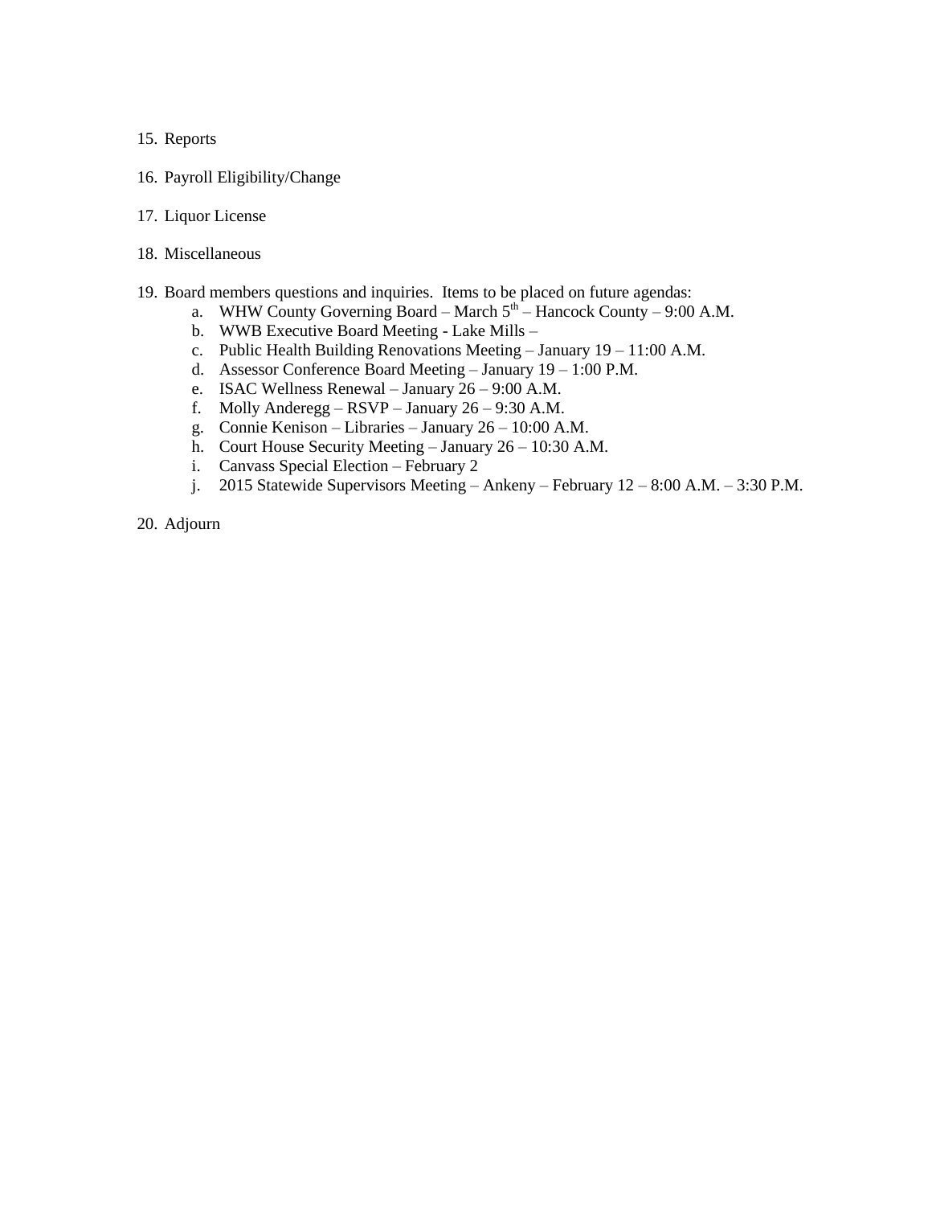15. Reports

16. Payroll Eligibility/Change

17. Liquor License

18. Miscellaneous

19. Board members questions and inquiries. Items to be placed on future agendas:
    a. WHW County Governing Board – March 5$^{th}$ – Hancock County – 9:00 A.M.
    b. WWB Executive Board Meeting - Lake Mills –
    c. Public Health Building Renovations Meeting – January 19 – 11:00 A.M.
    d. Assessor Conference Board Meeting – January 19 – 1:00 P.M.
    e. ISAC Wellness Renewal – January 26 – 9:00 A.M.
    f. Molly Anderegg – RSVP – January 26 – 9:30 A.M.
    g. Connie Kenison – Libraries – January 26 – 10:00 A.M.
    h. Court House Security Meeting – January 26 – 10:30 A.M.
    i. Canvass Special Election – February 2
    j. 2015 Statewide Supervisors Meeting – Ankeny – February 12 – 8:00 A.M. – 3:30 P.M.

20. Adjourn